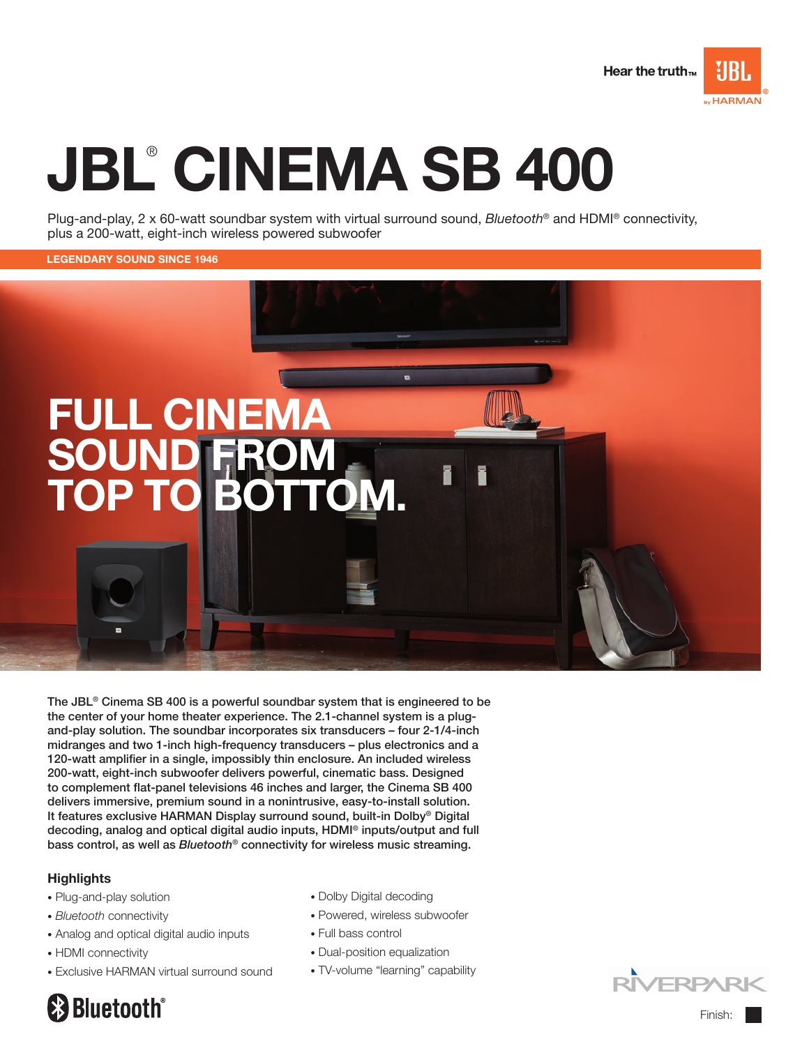Hear the truth™ JBL® by HARMAN

# JBL® CINEMA SB 400

Plug-and-play, 2 x 60-watt soundbar system with virtual surround sound, *Bluetooth*® and HDMI® connectivity, plus a 200-watt, eight-inch wireless powered subwoofer

**LEGENDARY SOUND SINCE 1946**

## FULL CINEMA SOUND FROM TOP TO BOTTOM.

**The JBL® Cinema SB 400 is a powerful soundbar system that is engineered to be the center of your home theater experience. The 2.1-channel system is a plug-and-play solution. The soundbar incorporates six transducers – four 2-1/4-inch midranges and two 1-inch high-frequency transducers – plus electronics and a 120-watt amplifier in a single, impossibly thin enclosure. An included wireless 200-watt, eight-inch subwoofer delivers powerful, cinematic bass. Designed to complement flat-panel televisions 46 inches and larger, the Cinema SB 400 delivers immersive, premium sound in a nonintrusive, easy-to-install solution. It features exclusive HARMAN Display surround sound, built-in Dolby® Digital decoding, analog and optical digital audio inputs, HDMI® inputs/output and full bass control, as well as *Bluetooth*® connectivity for wireless music streaming.**

### Highlights

- Plug-and-play solution
- *Bluetooth* connectivity
- Analog and optical digital audio inputs
- HDMI connectivity
- Exclusive HARMAN virtual surround sound
- Dolby Digital decoding
- Powered, wireless subwoofer
- Full bass control
- Dual-position equalization
- TV-volume "learning" capability

Bluetooth®

RIVERPARK

Finish: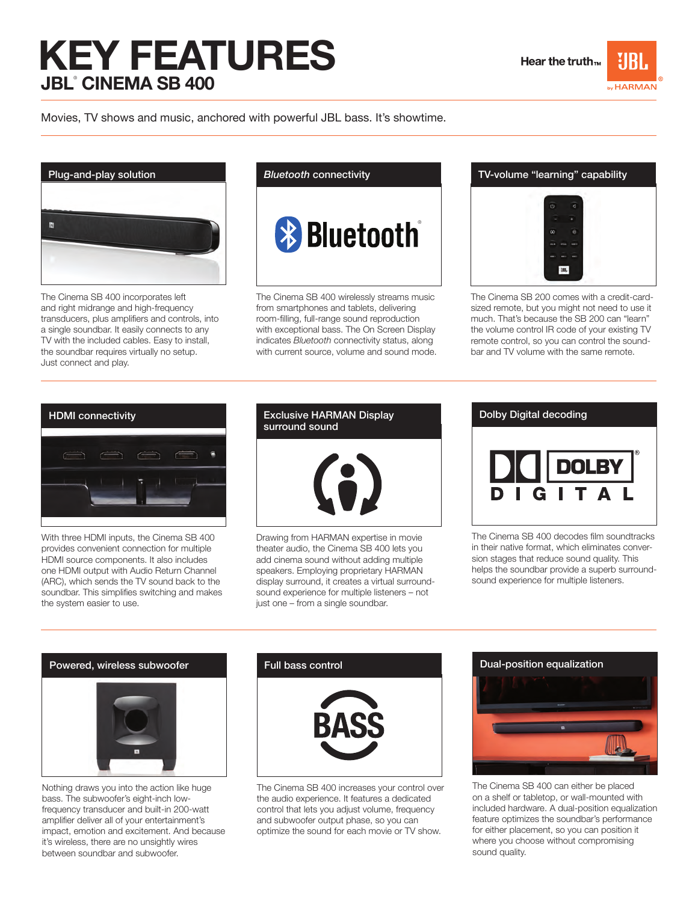# KEY FEATURES

## JBL® CINEMA SB 400

Hear the truth™

Movies, TV shows and music, anchored with powerful JBL bass. It's showtime.

### Plug-and-play solution

The Cinema SB 400 incorporates left and right midrange and high-frequency transducers, plus amplifiers and controls, into a single soundbar. It easily connects to any TV with the included cables. Easy to install, the soundbar requires virtually no setup. Just connect and play.

### *Bluetooth* connectivity

The Cinema SB 400 wirelessly streams music from smartphones and tablets, delivering room-filling, full-range sound reproduction with exceptional bass. The On Screen Display indicates *Bluetooth* connectivity status, along with current source, volume and sound mode.

### TV-volume "learning" capability

The Cinema SB 200 comes with a credit-card-sized remote, but you might not need to use it much. That's because the SB 200 can "learn" the volume control IR code of your existing TV remote control, so you can control the soundbar and TV volume with the same remote.

### HDMI connectivity

With three HDMI inputs, the Cinema SB 400 provides convenient connection for multiple HDMI source components. It also includes one HDMI output with Audio Return Channel (ARC), which sends the TV sound back to the soundbar. This simplifies switching and makes the system easier to use.

### Exclusive HARMAN Display surround sound

Drawing from HARMAN expertise in movie theater audio, the Cinema SB 400 lets you add cinema sound without adding multiple speakers. Employing proprietary HARMAN display surround, it creates a virtual surround-sound experience for multiple listeners – not just one – from a single soundbar.

### Dolby Digital decoding

The Cinema SB 400 decodes film soundtracks in their native format, which eliminates conversion stages that reduce sound quality. This helps the soundbar provide a superb surround-sound experience for multiple listeners.

### Powered, wireless subwoofer

Nothing draws you into the action like huge bass. The subwoofer's eight-inch low-frequency transducer and built-in 200-watt amplifier deliver all of your entertainment's impact, emotion and excitement. And because it's wireless, there are no unsightly wires between soundbar and subwoofer.

### Full bass control

The Cinema SB 400 increases your control over the audio experience. It features a dedicated control that lets you adjust volume, frequency and subwoofer output phase, so you can optimize the sound for each movie or TV show.

### Dual-position equalization

The Cinema SB 400 can either be placed on a shelf or tabletop, or wall-mounted with included hardware. A dual-position equalization feature optimizes the soundbar's performance for either placement, so you can position it where you choose without compromising sound quality.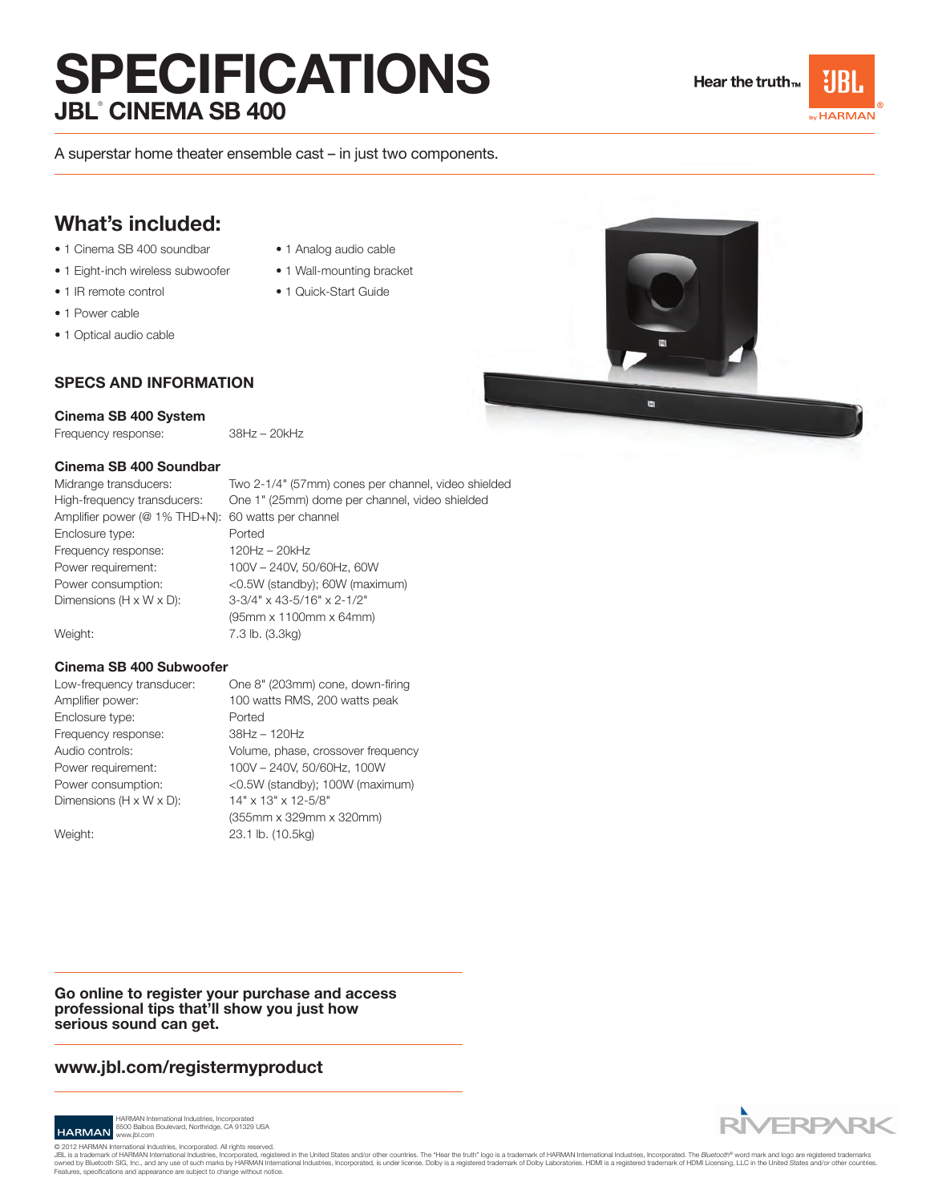# SPECIFICATIONS

## JBL® CINEMA SB 400

Hear the truth™

A superstar home theater ensemble cast – in just two components.

## What's included:

- 1 Cinema SB 400 soundbar
- 1 Eight-inch wireless subwoofer
- 1 IR remote control
- 1 Power cable
- 1 Optical audio cable
- 1 Analog audio cable
- 1 Wall-mounting bracket
- 1 Quick-Start Guide

### SPECS AND INFORMATION

**Cinema SB 400 System**

| | |
|---|---|
| Frequency response: | 38Hz – 20kHz |

**Cinema SB 400 Soundbar**

| | |
|---|---|
| Midrange transducers: | Two 2-1/4" (57mm) cones per channel, video shielded |
| High-frequency transducers: | One 1" (25mm) dome per channel, video shielded |
| Amplifier power (@ 1% THD+N): | 60 watts per channel |
| Enclosure type: | Ported |
| Frequency response: | 120Hz – 20kHz |
| Power requirement: | 100V – 240V, 50/60Hz, 60W |
| Power consumption: | <0.5W (standby); 60W (maximum) |
| Dimensions (H x W x D): | 3-3/4" x 43-5/16" x 2-1/2" (95mm x 1100mm x 64mm) |
| Weight: | 7.3 lb. (3.3kg) |

**Cinema SB 400 Subwoofer**

| | |
|---|---|
| Low-frequency transducer: | One 8" (203mm) cone, down-firing |
| Amplifier power: | 100 watts RMS, 200 watts peak |
| Enclosure type: | Ported |
| Frequency response: | 38Hz – 120Hz |
| Audio controls: | Volume, phase, crossover frequency |
| Power requirement: | 100V – 240V, 50/60Hz, 100W |
| Power consumption: | <0.5W (standby); 100W (maximum) |
| Dimensions (H x W x D): | 14" x 13" x 12-5/8" (355mm x 329mm x 320mm) |
| Weight: | 23.1 lb. (10.5kg) |

**Go online to register your purchase and access professional tips that'll show you just how serious sound can get.**

**www.jbl.com/registermyproduct**

HARMAN International Industries, Incorporated
8500 Balboa Boulevard, Northridge, CA 91329 USA
www.jbl.com

© 2012 HARMAN International Industries, Incorporated. All rights reserved.
JBL is a trademark of HARMAN International Industries, Incorporated, registered in the United States and/or other countries. The "Hear the truth" logo is a trademark of HARMAN International Industries, Incorporated. The *Bluetooth*® word mark and logo are registered trademarks owned by Bluetooth SIG, Inc., and any use of such marks by HARMAN International Industries, Incorporated, is under license. Dolby is a registered trademark of Dolby Laboratories. HDMI is a registered trademark of HDMI Licensing, LLC in the United States and/or other countries.
Features, specifications and appearance are subject to change without notice.